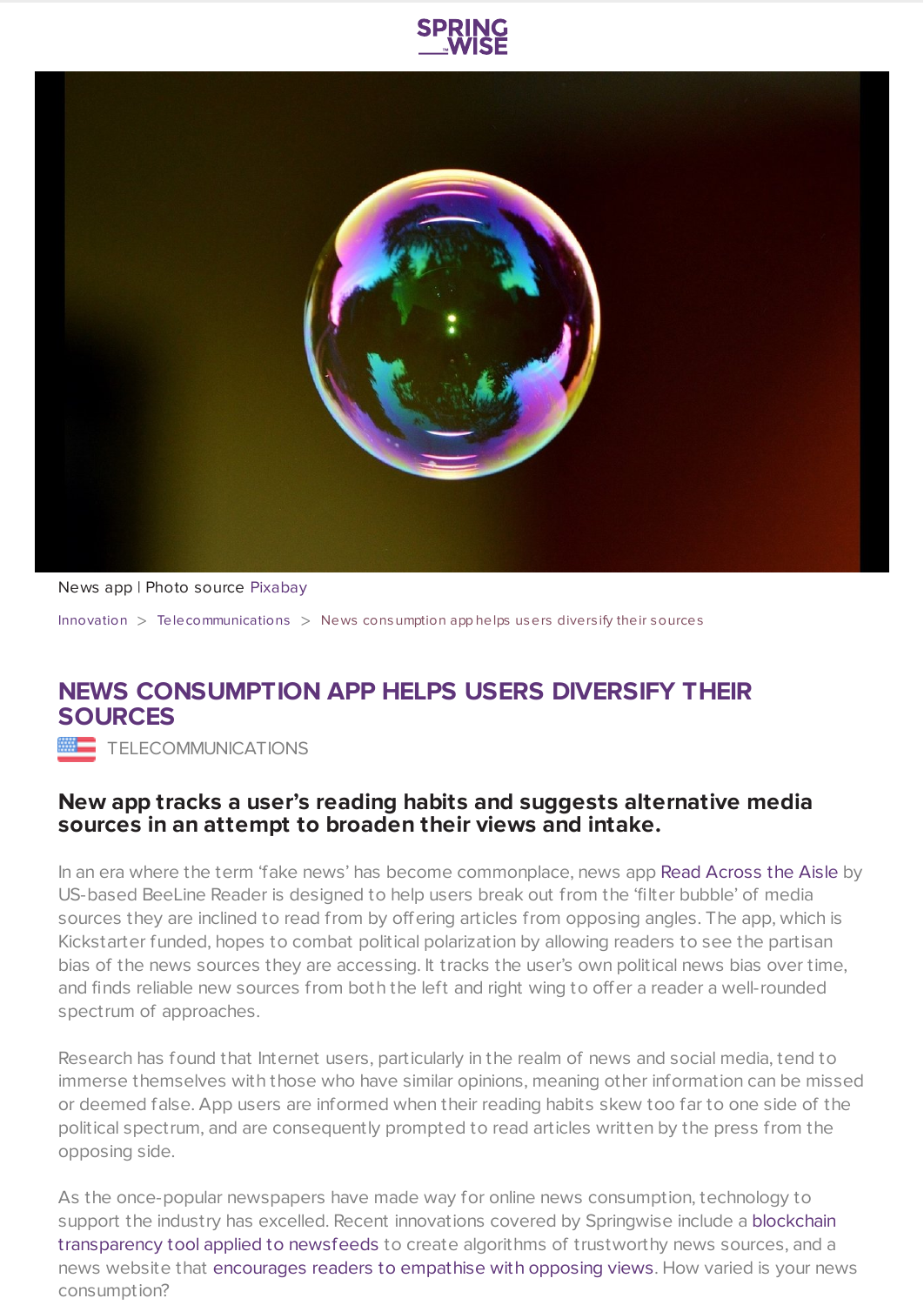News app | Photo source Pixabay

Innovation > Telecommunications > News consumption app helps users diversify their sources

# NEWS CONSUMPTION APP HELPS USERS DIVERSIFY THEIR SOURCES

TELECOMMUNICATIONS

### New app tracks a user's reading habits and suggests alternative media sources in an attempt to broaden their views and intake.

In an era where the term 'fake news' has become commonplace, news app Read Across the Aisle by US-based BeeLine Reader is designed to help users break out from the 'filter bubble' of media sources they are inclined to read from by offering articles from opposing angles. The app, which is Kickstarter funded, hopes to combat political polarization by allowing readers to see the partisan bias of the news sources they are accessing. It tracks the user's own political news bias over time, and finds reliable new sources from both the left and right wing to offer a reader a well-rounded spectrum of approaches.

Research has found that Internet users, particularly in the realm of news and social media, tend to immerse themselves with those who have similar opinions, meaning other information can be missed or deemed false. App users are informed when their reading habits skew too far to one side of the political spectrum, and are consequently prompted to read articles written by the press from the opposing side.

As the once-popular newspapers have made way for online news consumption, technology to support the industry has excelled. Recent innovations covered by Springwise include a blockchain transparency tool applied to newsfeeds to create algorithms of trustworthy news sources, and a news website that encourages readers to empathise with opposing views. How varied is your news consumption?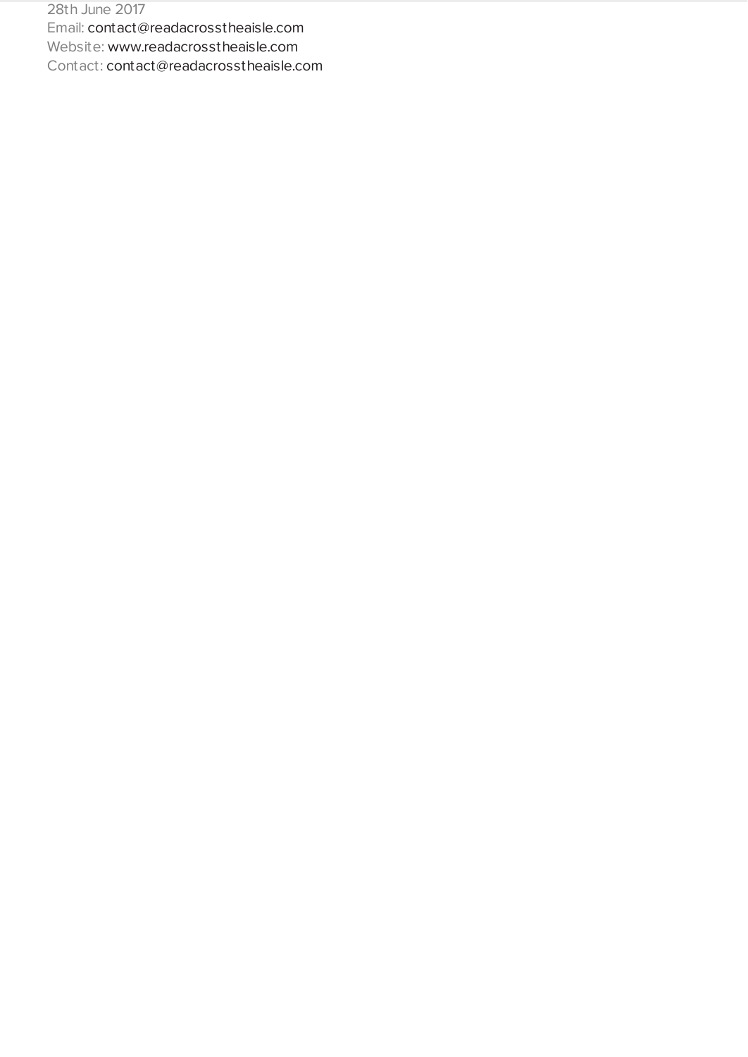28th June 2017
Email: contact@readacrosstheaisle.com
Website: www.readacrosstheaisle.com
Contact: contact@readacrosstheaisle.com